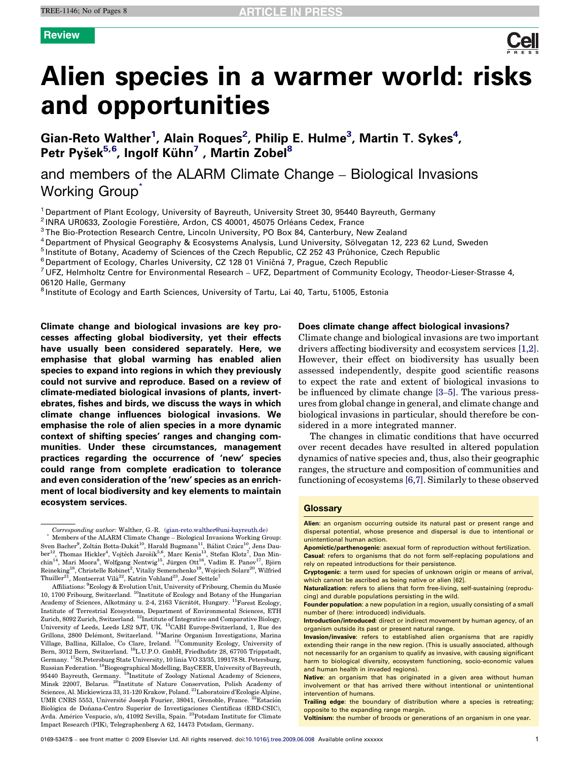Review

# Alien species in a warmer world: risks and opportunities

Gian-Reto Walther[1], Alain Roques[2], Philip E. Hulme[3], Martin T. Sykes[4], Petr Pyšek[5,6], Ingolf Kühn[7], Martin Zobel[8]

and members of the ALARM Climate Change – Biological Invasions Working Group*

[1] Department of Plant Ecology, University of Bayreuth, University Street 30, 95440 Bayreuth, Germany
[2] INRA UR0633, Zoologie Forestière, Ardon, CS 40001, 45075 Orléans Cedex, France
[3] The Bio-Protection Research Centre, Lincoln University, PO Box 84, Canterbury, New Zealand
[4] Department of Physical Geography & Ecosystems Analysis, Lund University, Sölvegatan 12, 223 62 Lund, Sweden
[5] Institute of Botany, Academy of Sciences of the Czech Republic, CZ 252 43 Průhonice, Czech Republic
[6] Department of Ecology, Charles University, CZ 128 01 Viničná 7, Prague, Czech Republic
[7] UFZ, Helmholtz Centre for Environmental Research – UFZ, Department of Community Ecology, Theodor-Lieser-Strasse 4, 06120 Halle, Germany
[8] Institute of Ecology and Earth Sciences, University of Tartu, Lai 40, Tartu, 51005, Estonia

**Climate change and biological invasions are key processes affecting global biodiversity, yet their effects have usually been considered separately. Here, we emphasise that global warming has enabled alien species to expand into regions in which they previously could not survive and reproduce. Based on a review of climate-mediated biological invasions of plants, invertebrates, fishes and birds, we discuss the ways in which climate change influences biological invasions. We emphasise the role of alien species in a more dynamic context of shifting species' ranges and changing communities. Under these circumstances, management practices regarding the occurrence of 'new' species could range from complete eradication to tolerance and even consideration of the 'new' species as an enrichment of local biodiversity and key elements to maintain ecosystem services.**

*Corresponding author:* Walther, G.-R. (gian-reto.walther@uni-bayreuth.de)

\* Members of the ALARM Climate Change – Biological Invasions Working Group: Sven Bacher[9], Zoltán Botta-Dukát[10], Harald Bugmann[11], Bálint Czúcz[10], Jens Dauber[12], Thomas Hickler[4], Vojtěch Jarošík[5,6], Marc Kenis[13], Stefan Klotz[7], Dan Minchin[14], Mari Moora[8], Wolfgang Nentwig[15], Jürgen Ott[16], Vadim E. Panov[17], Björn Reineking[18], Christelle Robinet[2], Vitaliy Semenchenko[19], Wojciech Solarz[20], Wilfried Thuiller[21], Montserrat Vilà[22], Katrin Vohland[23], Josef Settele[7]

Affiliations: [9]Ecology & Evolution Unit, University of Fribourg, Chemin du Musée 10, 1700 Fribourg, Switzerland. [10]Institute of Ecology and Botany of the Hungarian Academy of Sciences, Alkotmány u. 2-4, 2163 Vácrátót, Hungary. [11]Forest Ecology, Institute of Terrestrial Ecosystems, Department of Environmental Sciences, ETH Zurich, 8092 Zurich, Switzerland. [12]Institute of Integrative and Comparative Biology, University of Leeds, Leeds LS2 9JT, UK. [13]CABI Europe-Switzerland, 1, Rue des Grillons, 2800 Delémont, Switzerland. [14]Marine Organism Investigations, Marina Village, Ballina, Killaloe, Co Clare, Ireland. [15]Community Ecology, University of Bern, 3012 Bern, Switzerland. [16]L.U.P.O. GmbH, Friedhofstr 28, 67705 Trippstadt, Germany. [17]St.Petersburg State University, 10 linia VO 33/35, 199178 St. Petersburg, Russian Federation. [18]Biogeographical Modelling, BayCEER, University of Bayreuth, 95440 Bayreuth, Germany. [19]Institute of Zoology National Academy of Sciences, Minsk 22007, Belarus. [20]Institute of Nature Conservation, Polish Academy of Sciences, Al. Mickiewicza 33, 31-120 Krakow, Poland. [21]Laboratoire d'Ecologie Alpine, UMR CNRS 5553, Université Joseph Fourier, 38041, Grenoble, France. [22]Estación Biológica de Doñana-Centro Superior de Investigaciones Científicas (EBD-CSIC), Avda. Américo Vespucio, s/n, 41092 Sevilla, Spain. [23]Potsdam Institute for Climate Impact Research (PIK), Telegraphenberg A 62, 14473 Potsdam, Germany.

## Does climate change affect biological invasions?

Climate change and biological invasions are two important drivers affecting biodiversity and ecosystem services [1,2]. However, their effect on biodiversity has usually been assessed independently, despite good scientific reasons to expect the rate and extent of biological invasions to be influenced by climate change [3–5]. The various pressures from global change in general, and climate change and biological invasions in particular, should therefore be considered in a more integrated manner.

The changes in climatic conditions that have occurred over recent decades have resulted in altered population dynamics of native species and, thus, also their geographic ranges, the structure and composition of communities and functioning of ecosystems [6,7]. Similarly to these observed

### Glossary

**Alien**: an organism occurring outside its natural past or present range and dispersal potential, whose presence and dispersal is due to intentional or unintentional human action.

**Apomictic/parthenogenic**: asexual form of reproduction without fertilization.

**Casual**: refers to organisms that do not form self-replacing populations and rely on repeated introductions for their persistence.

**Cryptogenic**: a term used for species of unknown origin or means of arrival, which cannot be ascribed as being native or alien [62].

**Naturalization**: refers to aliens that form free-living, self-sustaining (reproducing) and durable populations persisting in the wild.

**Founder population**: a new population in a region, usually consisting of a small number of (here: introduced) individuals.

**Introduction/introduced**: direct or indirect movement by human agency, of an organism outside its past or present natural range.

**Invasion/invasive**: refers to established alien organisms that are rapidly extending their range in the new region. (This is usually associated, although not necessarily for an organism to qualify as invasive, with causing significant harm to biological diversity, ecosystem functioning, socio-economic values and human health in invaded regions).

**Native**: an organism that has originated in a given area without human involvement or that has arrived there without intentional or unintentional intervention of humans.

**Trailing edge**: the boundary of distribution where a species is retreating; opposite to the expanding range margin.

**Voltinism**: the number of broods or generations of an organism in one year.

0169-5347/$ – see front matter © 2009 Elsevier Ltd. All rights reserved. doi:10.1016/j.tree.2009.06.008 Available online xxxxxx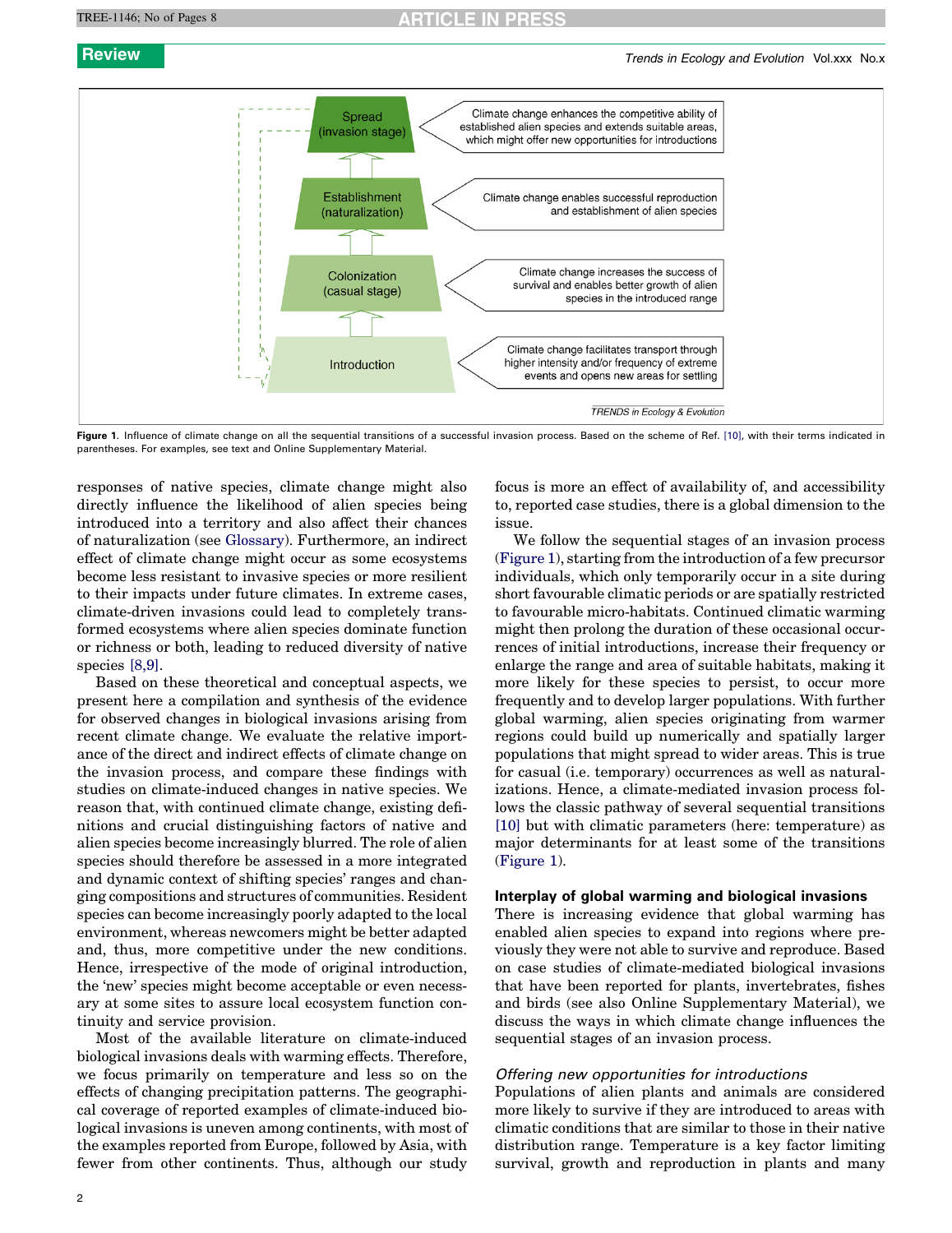Spread (invasion stage)

Climate change enhances the competitive ability of established alien species and extends suitable areas, which might offer new opportunities for introductions

Establishment (naturalization)

Climate change enables successful reproduction and establishment of alien species

Colonization (casual stage)

Climate change increases the success of survival and enables better growth of alien species in the introduced range

Introduction

Climate change facilitates transport through higher intensity and/or frequency of extreme events and opens new areas for settling

TRENDS in Ecology & Evolution

**Figure 1.** Influence of climate change on all the sequential transitions of a successful invasion process. Based on the scheme of Ref. [10], with their terms indicated in parentheses. For examples, see text and Online Supplementary Material.

responses of native species, climate change might also directly influence the likelihood of alien species being introduced into a territory and also affect their chances of naturalization (see Glossary). Furthermore, an indirect effect of climate change might occur as some ecosystems become less resistant to invasive species or more resilient to their impacts under future climates. In extreme cases, climate-driven invasions could lead to completely transformed ecosystems where alien species dominate function or richness or both, leading to reduced diversity of native species [8,9].

Based on these theoretical and conceptual aspects, we present here a compilation and synthesis of the evidence for observed changes in biological invasions arising from recent climate change. We evaluate the relative importance of the direct and indirect effects of climate change on the invasion process, and compare these findings with studies on climate-induced changes in native species. We reason that, with continued climate change, existing definitions and crucial distinguishing factors of native and alien species become increasingly blurred. The role of alien species should therefore be assessed in a more integrated and dynamic context of shifting species' ranges and changing compositions and structures of communities. Resident species can become increasingly poorly adapted to the local environment, whereas newcomers might be better adapted and, thus, more competitive under the new conditions. Hence, irrespective of the mode of original introduction, the 'new' species might become acceptable or even necessary at some sites to assure local ecosystem function continuity and service provision.

Most of the available literature on climate-induced biological invasions deals with warming effects. Therefore, we focus primarily on temperature and less so on the effects of changing precipitation patterns. The geographical coverage of reported examples of climate-induced biological invasions is uneven among continents, with most of the examples reported from Europe, followed by Asia, with fewer from other continents. Thus, although our study focus is more an effect of availability of, and accessibility to, reported case studies, there is a global dimension to the issue.

We follow the sequential stages of an invasion process (Figure 1), starting from the introduction of a few precursor individuals, which only temporarily occur in a site during short favourable climatic periods or are spatially restricted to favourable micro-habitats. Continued climatic warming might then prolong the duration of these occasional occurrences of initial introductions, increase their frequency or enlarge the range and area of suitable habitats, making it more likely for these species to persist, to occur more frequently and to develop larger populations. With further global warming, alien species originating from warmer regions could build up numerically and spatially larger populations that might spread to wider areas. This is true for casual (i.e. temporary) occurrences as well as naturalizations. Hence, a climate-mediated invasion process follows the classic pathway of several sequential transitions [10] but with climatic parameters (here: temperature) as major determinants for at least some of the transitions (Figure 1).

## Interplay of global warming and biological invasions

There is increasing evidence that global warming has enabled alien species to expand into regions where previously they were not able to survive and reproduce. Based on case studies of climate-mediated biological invasions that have been reported for plants, invertebrates, fishes and birds (see also Online Supplementary Material), we discuss the ways in which climate change influences the sequential stages of an invasion process.

### *Offering new opportunities for introductions*

Populations of alien plants and animals are considered more likely to survive if they are introduced to areas with climatic conditions that are similar to those in their native distribution range. Temperature is a key factor limiting survival, growth and reproduction in plants and many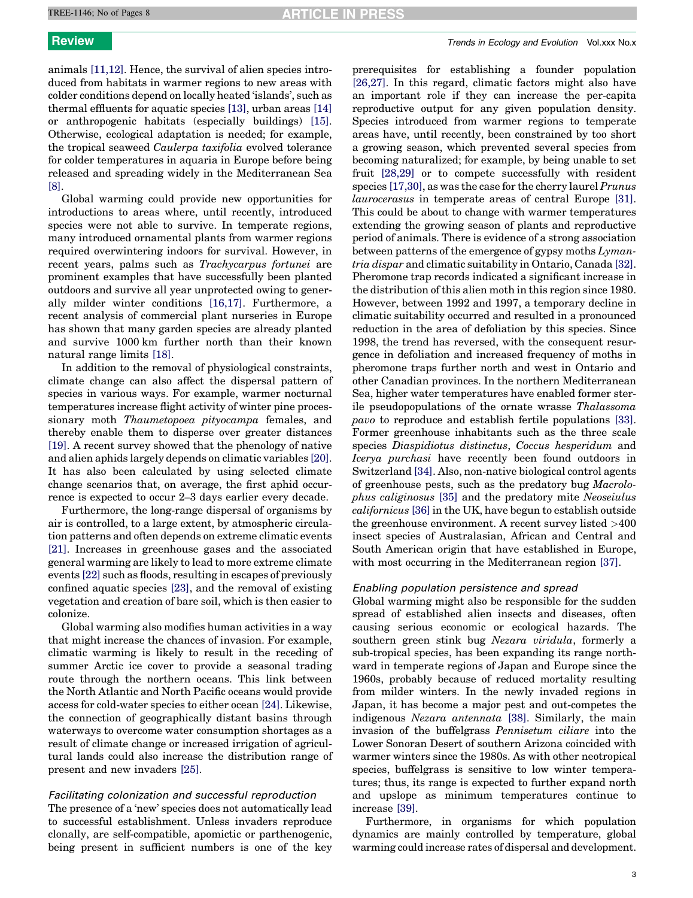animals [11,12]. Hence, the survival of alien species introduced from habitats in warmer regions to new areas with colder conditions depend on locally heated 'islands', such as thermal effluents for aquatic species [13], urban areas [14] or anthropogenic habitats (especially buildings) [15]. Otherwise, ecological adaptation is needed; for example, the tropical seaweed *Caulerpa taxifolia* evolved tolerance for colder temperatures in aquaria in Europe before being released and spreading widely in the Mediterranean Sea [8].

Global warming could provide new opportunities for introductions to areas where, until recently, introduced species were not able to survive. In temperate regions, many introduced ornamental plants from warmer regions required overwintering indoors for survival. However, in recent years, palms such as *Trachycarpus fortunei* are prominent examples that have successfully been planted outdoors and survive all year unprotected owing to generally milder winter conditions [16,17]. Furthermore, a recent analysis of commercial plant nurseries in Europe has shown that many garden species are already planted and survive 1000 km further north than their known natural range limits [18].

In addition to the removal of physiological constraints, climate change can also affect the dispersal pattern of species in various ways. For example, warmer nocturnal temperatures increase flight activity of winter pine processionary moth *Thaumetopoea pityocampa* females, and thereby enable them to disperse over greater distances [19]. A recent survey showed that the phenology of native and alien aphids largely depends on climatic variables [20]. It has also been calculated by using selected climate change scenarios that, on average, the first aphid occurrence is expected to occur 2–3 days earlier every decade.

Furthermore, the long-range dispersal of organisms by air is controlled, to a large extent, by atmospheric circulation patterns and often depends on extreme climatic events [21]. Increases in greenhouse gases and the associated general warming are likely to lead to more extreme climate events [22] such as floods, resulting in escapes of previously confined aquatic species [23], and the removal of existing vegetation and creation of bare soil, which is then easier to colonize.

Global warming also modifies human activities in a way that might increase the chances of invasion. For example, climatic warming is likely to result in the receding of summer Arctic ice cover to provide a seasonal trading route through the northern oceans. This link between the North Atlantic and North Pacific oceans would provide access for cold-water species to either ocean [24]. Likewise, the connection of geographically distant basins through waterways to overcome water consumption shortages as a result of climate change or increased irrigation of agricultural lands could also increase the distribution range of present and new invaders [25].

### *Facilitating colonization and successful reproduction*

The presence of a 'new' species does not automatically lead to successful establishment. Unless invaders reproduce clonally, are self-compatible, apomictic or parthenogenic, being present in sufficient numbers is one of the key prerequisites for establishing a founder population [26,27]. In this regard, climatic factors might also have an important role if they can increase the per-capita reproductive output for any given population density. Species introduced from warmer regions to temperate areas have, until recently, been constrained by too short a growing season, which prevented several species from becoming naturalized; for example, by being unable to set fruit [28,29] or to compete successfully with resident species [17,30], as was the case for the cherry laurel *Prunus laurocerasus* in temperate areas of central Europe [31]. This could be about to change with warmer temperatures extending the growing season of plants and reproductive period of animals. There is evidence of a strong association between patterns of the emergence of gypsy moths *Lymantria dispar* and climatic suitability in Ontario, Canada [32]. Pheromone trap records indicated a significant increase in the distribution of this alien moth in this region since 1980. However, between 1992 and 1997, a temporary decline in climatic suitability occurred and resulted in a pronounced reduction in the area of defoliation by this species. Since 1998, the trend has reversed, with the consequent resurgence in defoliation and increased frequency of moths in pheromone traps further north and west in Ontario and other Canadian provinces. In the northern Mediterranean Sea, higher water temperatures have enabled former sterile pseudopopulations of the ornate wrasse *Thalassoma pavo* to reproduce and establish fertile populations [33]. Former greenhouse inhabitants such as the three scale species *Diaspidiotus distinctus*, *Coccus hesperidum* and *Icerya purchasi* have recently been found outdoors in Switzerland [34]. Also, non-native biological control agents of greenhouse pests, such as the predatory bug *Macrolophus caliginosus* [35] and the predatory mite *Neoseiulus californicus* [36] in the UK, have begun to establish outside the greenhouse environment. A recent survey listed >400 insect species of Australasian, African and Central and South American origin that have established in Europe, with most occurring in the Mediterranean region [37].

### *Enabling population persistence and spread*

Global warming might also be responsible for the sudden spread of established alien insects and diseases, often causing serious economic or ecological hazards. The southern green stink bug *Nezara viridula*, formerly a sub-tropical species, has been expanding its range northward in temperate regions of Japan and Europe since the 1960s, probably because of reduced mortality resulting from milder winters. In the newly invaded regions in Japan, it has become a major pest and out-competes the indigenous *Nezara antennata* [38]. Similarly, the main invasion of the buffelgrass *Pennisetum ciliare* into the Lower Sonoran Desert of southern Arizona coincided with warmer winters since the 1980s. As with other neotropical species, buffelgrass is sensitive to low winter temperatures; thus, its range is expected to further expand north and upslope as minimum temperatures continue to increase [39].

Furthermore, in organisms for which population dynamics are mainly controlled by temperature, global warming could increase rates of dispersal and development.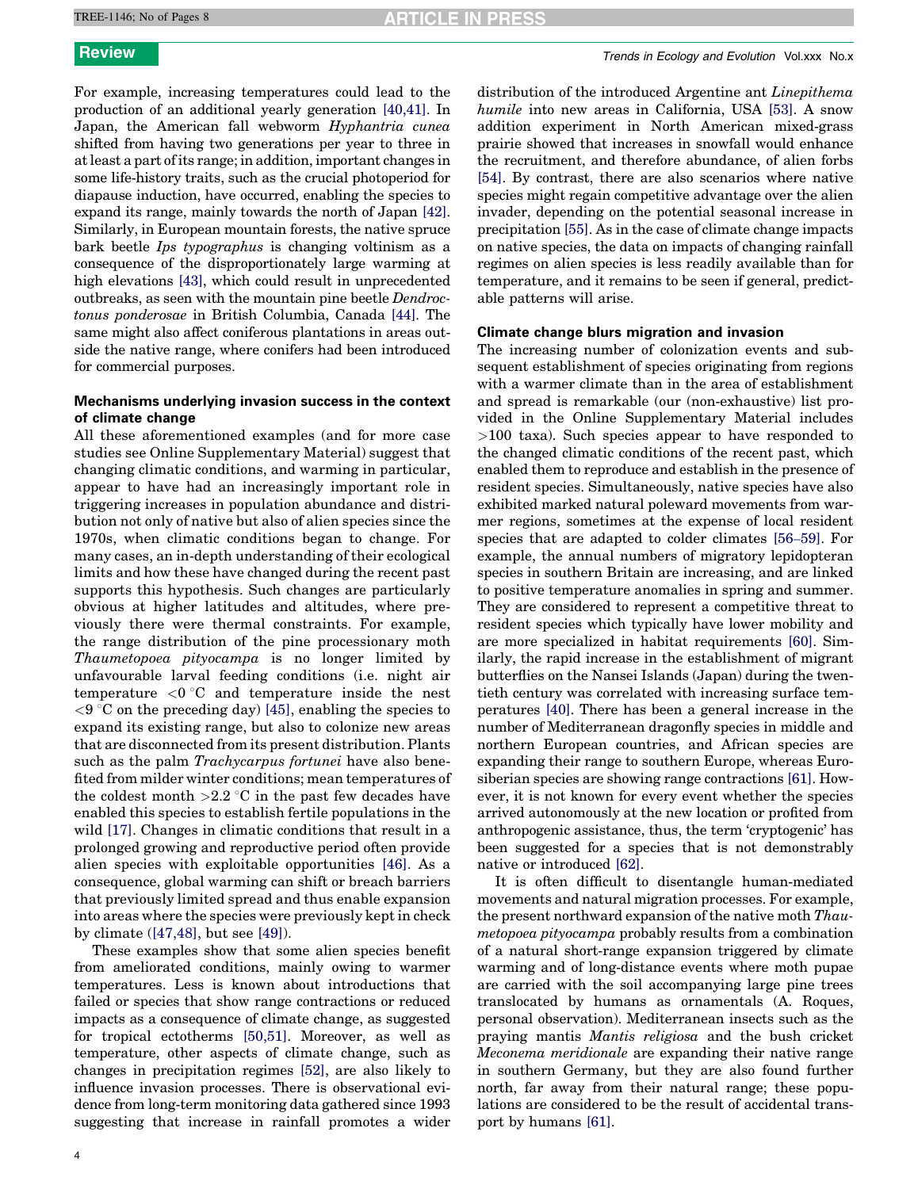For example, increasing temperatures could lead to the production of an additional yearly generation [40,41]. In Japan, the American fall webworm *Hyphantria cunea* shifted from having two generations per year to three in at least a part of its range; in addition, important changes in some life-history traits, such as the crucial photoperiod for diapause induction, have occurred, enabling the species to expand its range, mainly towards the north of Japan [42]. Similarly, in European mountain forests, the native spruce bark beetle *Ips typographus* is changing voltinism as a consequence of the disproportionately large warming at high elevations [43], which could result in unprecedented outbreaks, as seen with the mountain pine beetle *Dendroctonus ponderosae* in British Columbia, Canada [44]. The same might also affect coniferous plantations in areas outside the native range, where conifers had been introduced for commercial purposes.

### Mechanisms underlying invasion success in the context of climate change

All these aforementioned examples (and for more case studies see Online Supplementary Material) suggest that changing climatic conditions, and warming in particular, appear to have had an increasingly important role in triggering increases in population abundance and distribution not only of native but also of alien species since the 1970s, when climatic conditions began to change. For many cases, an in-depth understanding of their ecological limits and how these have changed during the recent past supports this hypothesis. Such changes are particularly obvious at higher latitudes and altitudes, where previously there were thermal constraints. For example, the range distribution of the pine processionary moth *Thaumetopoea pityocampa* is no longer limited by unfavourable larval feeding conditions (i.e. night air temperature $<0\ ^\circ\mathrm{C}$ and temperature inside the nest $<9\ ^\circ\mathrm{C}$ on the preceding day) [45], enabling the species to expand its existing range, but also to colonize new areas that are disconnected from its present distribution. Plants such as the palm *Trachycarpus fortunei* have also benefited from milder winter conditions; mean temperatures of the coldest month $>2.2\ ^\circ\mathrm{C}$ in the past few decades have enabled this species to establish fertile populations in the wild [17]. Changes in climatic conditions that result in a prolonged growing and reproductive period often provide alien species with exploitable opportunities [46]. As a consequence, global warming can shift or breach barriers that previously limited spread and thus enable expansion into areas where the species were previously kept in check by climate ([47,48], but see [49]).

These examples show that some alien species benefit from ameliorated conditions, mainly owing to warmer temperatures. Less is known about introductions that failed or species that show range contractions or reduced impacts as a consequence of climate change, as suggested for tropical ectotherms [50,51]. Moreover, as well as temperature, other aspects of climate change, such as changes in precipitation regimes [52], are also likely to influence invasion processes. There is observational evidence from long-term monitoring data gathered since 1993 suggesting that increase in rainfall promotes a wider distribution of the introduced Argentine ant *Linepithema humile* into new areas in California, USA [53]. A snow addition experiment in North American mixed-grass prairie showed that increases in snowfall would enhance the recruitment, and therefore abundance, of alien forbs [54]. By contrast, there are also scenarios where native species might regain competitive advantage over the alien invader, depending on the potential seasonal increase in precipitation [55]. As in the case of climate change impacts on native species, the data on impacts of changing rainfall regimes on alien species is less readily available than for temperature, and it remains to be seen if general, predictable patterns will arise.

### Climate change blurs migration and invasion

The increasing number of colonization events and subsequent establishment of species originating from regions with a warmer climate than in the area of establishment and spread is remarkable (our (non-exhaustive) list provided in the Online Supplementary Material includes >100 taxa). Such species appear to have responded to the changed climatic conditions of the recent past, which enabled them to reproduce and establish in the presence of resident species. Simultaneously, native species have also exhibited marked natural poleward movements from warmer regions, sometimes at the expense of local resident species that are adapted to colder climates [56–59]. For example, the annual numbers of migratory lepidopteran species in southern Britain are increasing, and are linked to positive temperature anomalies in spring and summer. They are considered to represent a competitive threat to resident species which typically have lower mobility and are more specialized in habitat requirements [60]. Similarly, the rapid increase in the establishment of migrant butterflies on the Nansei Islands (Japan) during the twentieth century was correlated with increasing surface temperatures [40]. There has been a general increase in the number of Mediterranean dragonfly species in middle and northern European countries, and African species are expanding their range to southern Europe, whereas Eurosiberian species are showing range contractions [61]. However, it is not known for every event whether the species arrived autonomously at the new location or profited from anthropogenic assistance, thus, the term 'cryptogenic' has been suggested for a species that is not demonstrably native or introduced [62].

It is often difficult to disentangle human-mediated movements and natural migration processes. For example, the present northward expansion of the native moth *Thaumetopoea pityocampa* probably results from a combination of a natural short-range expansion triggered by climate warming and of long-distance events where moth pupae are carried with the soil accompanying large pine trees translocated by humans as ornamentals (A. Roques, personal observation). Mediterranean insects such as the praying mantis *Mantis religiosa* and the bush cricket *Meconema meridionale* are expanding their native range in southern Germany, but they are also found further north, far away from their natural range; these populations are considered to be the result of accidental transport by humans [61].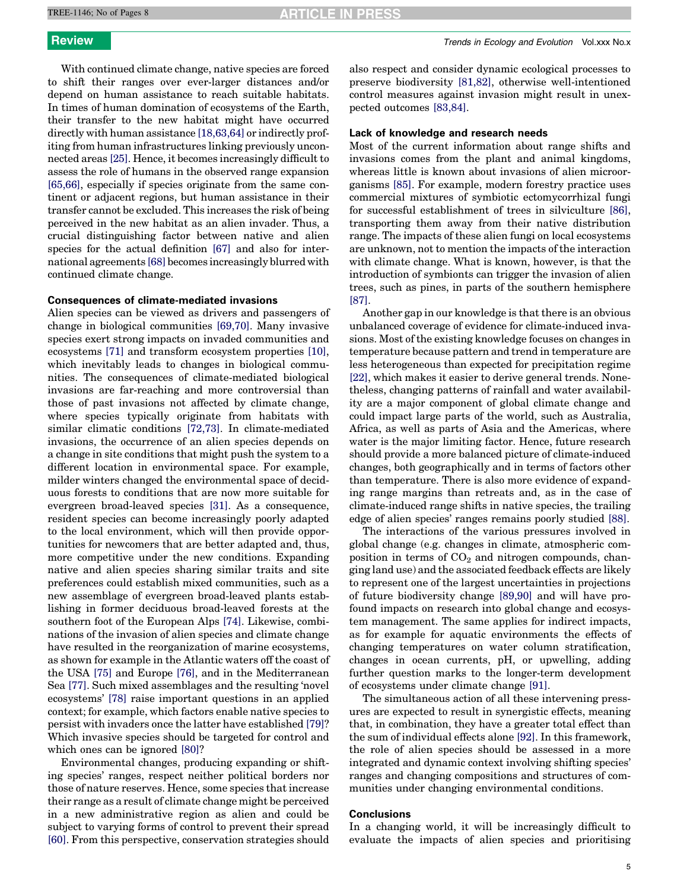With continued climate change, native species are forced to shift their ranges over ever-larger distances and/or depend on human assistance to reach suitable habitats. In times of human domination of ecosystems of the Earth, their transfer to the new habitat might have occurred directly with human assistance [18,63,64] or indirectly profiting from human infrastructures linking previously unconnected areas [25]. Hence, it becomes increasingly difficult to assess the role of humans in the observed range expansion [65,66], especially if species originate from the same continent or adjacent regions, but human assistance in their transfer cannot be excluded. This increases the risk of being perceived in the new habitat as an alien invader. Thus, a crucial distinguishing factor between native and alien species for the actual definition [67] and also for international agreements [68] becomes increasingly blurred with continued climate change.

### Consequences of climate-mediated invasions

Alien species can be viewed as drivers and passengers of change in biological communities [69,70]. Many invasive species exert strong impacts on invaded communities and ecosystems [71] and transform ecosystem properties [10], which inevitably leads to changes in biological communities. The consequences of climate-mediated biological invasions are far-reaching and more controversial than those of past invasions not affected by climate change, where species typically originate from habitats with similar climatic conditions [72,73]. In climate-mediated invasions, the occurrence of an alien species depends on a change in site conditions that might push the system to a different location in environmental space. For example, milder winters changed the environmental space of deciduous forests to conditions that are now more suitable for evergreen broad-leaved species [31]. As a consequence, resident species can become increasingly poorly adapted to the local environment, which will then provide opportunities for newcomers that are better adapted and, thus, more competitive under the new conditions. Expanding native and alien species sharing similar traits and site preferences could establish mixed communities, such as a new assemblage of evergreen broad-leaved plants establishing in former deciduous broad-leaved forests at the southern foot of the European Alps [74]. Likewise, combinations of the invasion of alien species and climate change have resulted in the reorganization of marine ecosystems, as shown for example in the Atlantic waters off the coast of the USA [75] and Europe [76], and in the Mediterranean Sea [77]. Such mixed assemblages and the resulting 'novel ecosystems' [78] raise important questions in an applied context; for example, which factors enable native species to persist with invaders once the latter have established [79]? Which invasive species should be targeted for control and which ones can be ignored [80]?

Environmental changes, producing expanding or shifting species' ranges, respect neither political borders nor those of nature reserves. Hence, some species that increase their range as a result of climate change might be perceived in a new administrative region as alien and could be subject to varying forms of control to prevent their spread [60]. From this perspective, conservation strategies should also respect and consider dynamic ecological processes to preserve biodiversity [81,82], otherwise well-intentioned control measures against invasion might result in unexpected outcomes [83,84].

### Lack of knowledge and research needs

Most of the current information about range shifts and invasions comes from the plant and animal kingdoms, whereas little is known about invasions of alien microorganisms [85]. For example, modern forestry practice uses commercial mixtures of symbiotic ectomycorrhizal fungi for successful establishment of trees in silviculture [86], transporting them away from their native distribution range. The impacts of these alien fungi on local ecosystems are unknown, not to mention the impacts of the interaction with climate change. What is known, however, is that the introduction of symbionts can trigger the invasion of alien trees, such as pines, in parts of the southern hemisphere [87].

Another gap in our knowledge is that there is an obvious unbalanced coverage of evidence for climate-induced invasions. Most of the existing knowledge focuses on changes in temperature because pattern and trend in temperature are less heterogeneous than expected for precipitation regime [22], which makes it easier to derive general trends. Nonetheless, changing patterns of rainfall and water availability are a major component of global climate change and could impact large parts of the world, such as Australia, Africa, as well as parts of Asia and the Americas, where water is the major limiting factor. Hence, future research should provide a more balanced picture of climate-induced changes, both geographically and in terms of factors other than temperature. There is also more evidence of expanding range margins than retreats and, as in the case of climate-induced range shifts in native species, the trailing edge of alien species' ranges remains poorly studied [88].

The interactions of the various pressures involved in global change (e.g. changes in climate, atmospheric composition in terms of $CO_2$ and nitrogen compounds, changing land use) and the associated feedback effects are likely to represent one of the largest uncertainties in projections of future biodiversity change [89,90] and will have profound impacts on research into global change and ecosystem management. The same applies for indirect impacts, as for example for aquatic environments the effects of changing temperatures on water column stratification, changes in ocean currents, pH, or upwelling, adding further question marks to the longer-term development of ecosystems under climate change [91].

The simultaneous action of all these intervening pressures are expected to result in synergistic effects, meaning that, in combination, they have a greater total effect than the sum of individual effects alone [92]. In this framework, the role of alien species should be assessed in a more integrated and dynamic context involving shifting species' ranges and changing compositions and structures of communities under changing environmental conditions.

### Conclusions

In a changing world, it will be increasingly difficult to evaluate the impacts of alien species and prioritising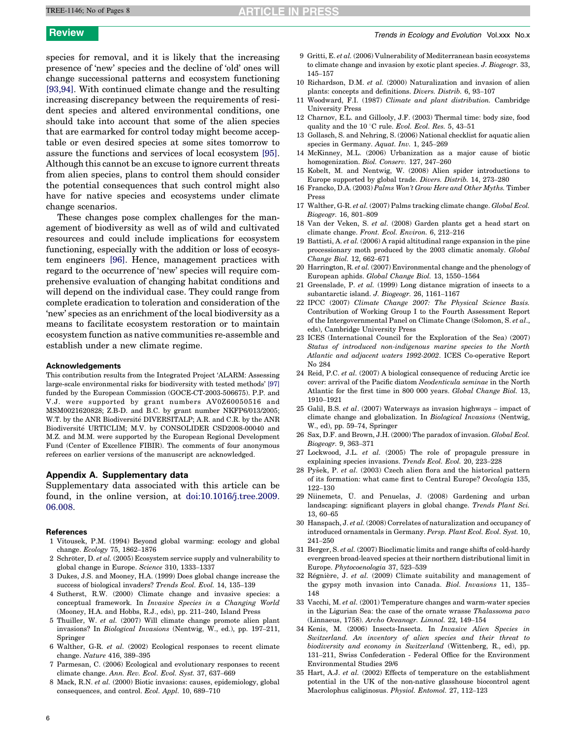species for removal, and it is likely that the increasing presence of 'new' species and the decline of 'old' ones will change successional patterns and ecosystem functioning [93,94]. With continued climate change and the resulting increasing discrepancy between the requirements of resident species and altered environmental conditions, one should take into account that some of the alien species that are earmarked for control today might become acceptable or even desired species at some sites tomorrow to assure the functions and services of local ecosystem [95]. Although this cannot be an excuse to ignore current threats from alien species, plans to control them should consider the potential consequences that such control might also have for native species and ecosystems under climate change scenarios.

These changes pose complex challenges for the management of biodiversity as well as of wild and cultivated resources and could include implications for ecosystem functioning, especially with the addition or loss of ecosystem engineers [96]. Hence, management practices with regard to the occurrence of 'new' species will require comprehensive evaluation of changing habitat conditions and will depend on the individual case. They could range from complete eradication to toleration and consideration of the 'new' species as an enrichment of the local biodiversity as a means to facilitate ecosystem restoration or to maintain ecosystem function as native communities re-assemble and establish under a new climate regime.

### Acknowledgements

This contribution results from the Integrated Project 'ALARM: Assessing large-scale environmental risks for biodiversity with tested methods' [97] funded by the European Commission (GOCE-CT-2003-506675). P.P. and V.J. were supported by grant numbers AV0Z60050516 and MSM0021620828; Z.B-D. and B.C. by grant number NKFP6/013/2005; W.T. by the ANR Biodiversité DIVERSITALP; A.R. and C.R. by the ANR Biodiversité URTICLIM; M.V. by CONSOLIDER CSD2008-00040 and M.Z. and M.M. were supported by the European Regional Development Fund (Center of Excellence FIBIR). The comments of four anonymous referees on earlier versions of the manuscript are acknowledged.

### Appendix A. Supplementary data

Supplementary data associated with this article can be found, in the online version, at doi:10.1016/j.tree.2009.06.008.

### References

1. Vitousek, P.M. (1994) Beyond global warming: ecology and global change. *Ecology* 75, 1862–1876
2. Schröter, D. *et al.* (2005) Ecosystem service supply and vulnerability to global change in Europe. *Science* 310, 1333–1337
3. Dukes, J.S. and Mooney, H.A. (1999) Does global change increase the success of biological invaders? *Trends Ecol. Evol.* 14, 135–139
4. Sutherst, R.W. (2000) Climate change and invasive species: a conceptual framework. In *Invasive Species in a Changing World* (Mooney, H.A. and Hobbs, R.J., eds), pp. 211–240, Island Press
5. Thuiller, W. *et al.* (2007) Will climate change promote alien plant invasions? In *Biological Invasions* (Nentwig, W., ed.), pp. 197–211, Springer
6. Walther, G-R. *et al.* (2002) Ecological responses to recent climate change. *Nature* 416, 389–395
7. Parmesan, C. (2006) Ecological and evolutionary responses to recent climate change. *Ann. Rev. Ecol. Evol. Syst.* 37, 637–669
8. Mack, R.N. *et al.* (2000) Biotic invasions: causes, epidemiology, global consequences, and control. *Ecol. Appl.* 10, 689–710
9. Gritti, E. *et al.* (2006) Vulnerability of Mediterranean basin ecosystems to climate change and invasion by exotic plant species. *J. Biogeogr.* 33, 145–157
10. Richardson, D.M. *et al.* (2000) Naturalization and invasion of alien plants: concepts and definitions. *Divers. Distrib.* 6, 93–107
11. Woodward, F.I. (1987) *Climate and plant distribution.* Cambridge University Press
12. Charnov, E.L. and Gillooly, J.F. (2003) Thermal time: body size, food quality and the 10 °C rule. *Evol. Ecol. Res.* 5, 43–51
13. Gollasch, S. and Nehring, S. (2006) National checklist for aquatic alien species in Germany. *Aquat. Inv.* 1, 245–269
14. McKinney, M.L. (2006) Urbanization as a major cause of biotic homogenization. *Biol. Conserv.* 127, 247–260
15. Kobelt, M. and Nentwig, W. (2008) Alien spider introductions to Europe supported by global trade. *Divers. Distrib.* 14, 273–280
16. Francko, D.A. (2003) *Palms Won't Grow Here and Other Myths.* Timber Press
17. Walther, G-R. *et al.* (2007) Palms tracking climate change. *Global Ecol. Biogeogr.* 16, 801–809
18. Van der Veken, S. *et al.* (2008) Garden plants get a head start on climate change. *Front. Ecol. Environ.* 6, 212–216
19. Battisti, A. *et al.* (2006) A rapid altitudinal range expansion in the pine processionary moth produced by the 2003 climatic anomaly. *Global Change Biol.* 12, 662–671
20. Harrington, R. *et al.* (2007) Environmental change and the phenology of European aphids. *Global Change Biol.* 13, 1550–1564
21. Greenslade, P. *et al.* (1999) Long distance migration of insects to a subantarctic island. *J. Biogeogr.* 26, 1161–1167
22. IPCC (2007) *Climate Change 2007: The Physical Science Basis.* Contribution of Working Group I to the Fourth Assessment Report of the Intergovernmental Panel on Climate Change (Solomon, S. *et al.*, eds), Cambridge University Press
23. ICES (International Council for the Exploration of the Sea) (2007) *Status of introduced non-indigenous marine species to the North Atlantic and adjacent waters 1992-2002*. ICES Co-operative Report No 284
24. Reid, P.C. *et al.* (2007) A biological consequence of reducing Arctic ice cover: arrival of the Pacific diatom *Neodenticula seminae* in the North Atlantic for the first time in 800 000 years. *Global Change Biol.* 13, 1910–1921
25. Galil, B.S. *et al.* (2007) Waterways as invasion highways – impact of climate change and globalization. In *Biological Invasions* (Nentwig, W., ed), pp. 59–74, Springer
26. Sax, D.F. and Brown, J.H. (2000) The paradox of invasion. *Global Ecol. Biogeogr.* 9, 363–371
27. Lockwood, J.L. *et al.* (2005) The role of propagule pressure in explaining species invasions. *Trends Ecol. Evol.* 20, 223–228
28. Pyšek, P. *et al.* (2003) Czech alien flora and the historical pattern of its formation: what came first to Central Europe? *Oecologia* 135, 122–130
29. Niinemets, Ü. and Penuelas, J. (2008) Gardening and urban landscaping: significant players in global change. *Trends Plant Sci.* 13, 60–65
30. Hanspach, J. *et al.* (2008) Correlates of naturalization and occupancy of introduced ornamentals in Germany. *Persp. Plant Ecol. Evol. Syst.* 10, 241–250
31. Berger, S. *et al.* (2007) Bioclimatic limits and range shifts of cold-hardy evergreen broad-leaved species at their northern distributional limit in Europe. *Phytocoenologia* 37, 523–539
32. Régnière, J. *et al.* (2009) Climate suitability and management of the gypsy moth invasion into Canada. *Biol. Invasions* 11, 135–148
33. Vacchi, M. *et al.* (2001) Temperature changes and warm-water species in the Ligurian Sea: the case of the ornate wrasse *Thalassoma pavo* (Linnaeus, 1758). *Archo Oceanogr. Limnol.* 22, 149–154
34. Kenis, M. (2006) Insects-Insecta. In *Invasive Alien Species in Switzerland. An inventory of alien species and their threat to biodiversity and economy in Switzerland* (Wittenberg, R., ed), pp. 131–211, Swiss Confederation - Federal Office for the Environment Environmental Studies 29/6
35. Hart, A.J. *et al.* (2002) Effects of temperature on the establishment potential in the UK of the non-native glasshouse biocontrol agent Macrolophus caliginosus. *Physiol. Entomol.* 27, 112–123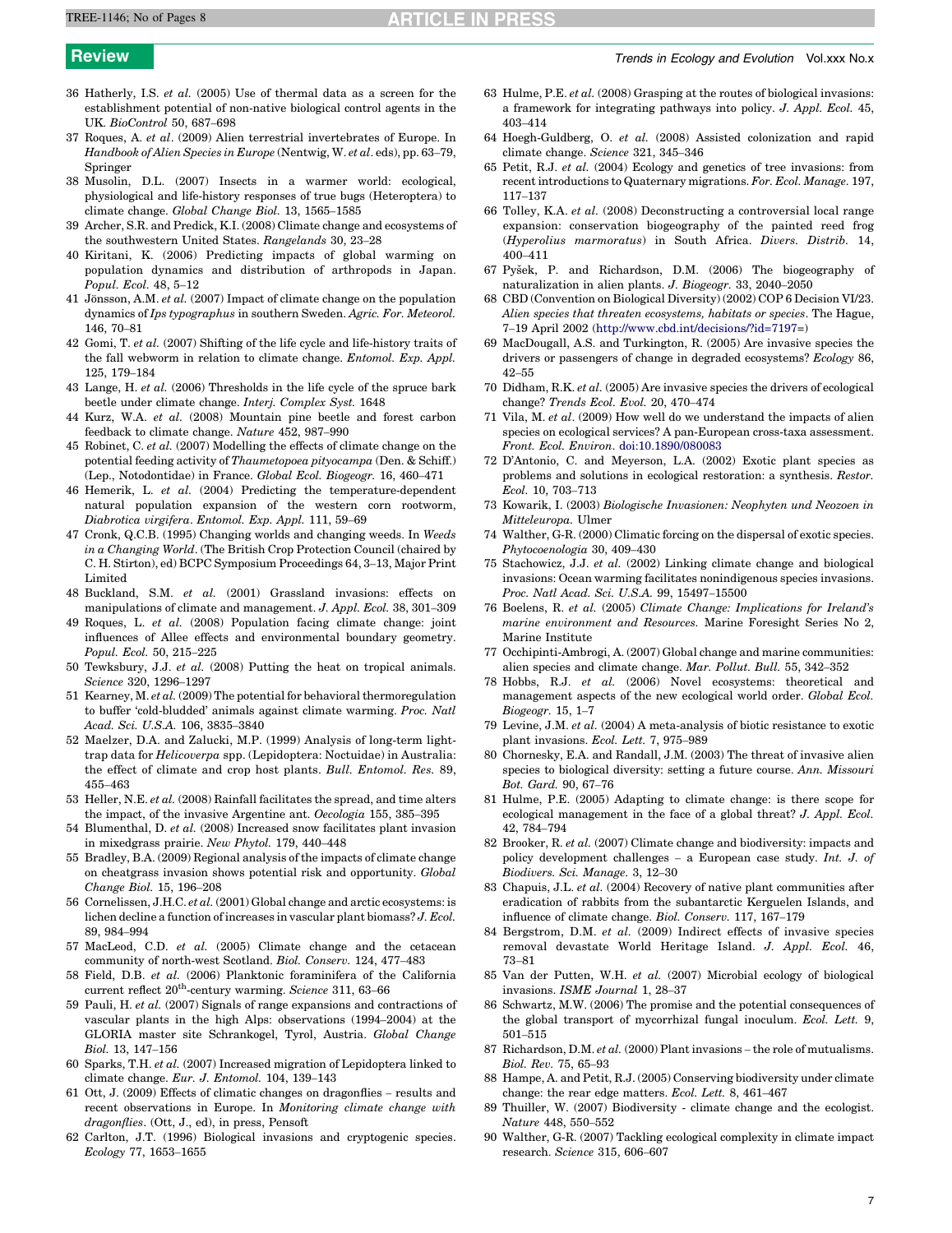36 Hatherly, I.S. *et al.* (2005) Use of thermal data as a screen for the establishment potential of non-native biological control agents in the UK. *BioControl* 50, 687–698

37 Roques, A. *et al*. (2009) Alien terrestrial invertebrates of Europe. In *Handbook of Alien Species in Europe* (Nentwig, W. *et al.* eds), pp. 63–79, Springer

38 Musolin, D.L. (2007) Insects in a warmer world: ecological, physiological and life-history responses of true bugs (Heteroptera) to climate change. *Global Change Biol.* 13, 1565–1585

39 Archer, S.R. and Predick, K.I. (2008) Climate change and ecosystems of the southwestern United States. *Rangelands* 30, 23–28

40 Kiritani, K. (2006) Predicting impacts of global warming on population dynamics and distribution of arthropods in Japan. *Popul. Ecol.* 48, 5–12

41 Jönsson, A.M. *et al.* (2007) Impact of climate change on the population dynamics of *Ips typographus* in southern Sweden. *Agric. For. Meteorol.* 146, 70–81

42 Gomi, T. *et al.* (2007) Shifting of the life cycle and life-history traits of the fall webworm in relation to climate change. *Entomol. Exp. Appl.* 125, 179–184

43 Lange, H. *et al.* (2006) Thresholds in the life cycle of the spruce bark beetle under climate change. *Interj. Complex Syst.* 1648

44 Kurz, W.A. *et al.* (2008) Mountain pine beetle and forest carbon feedback to climate change. *Nature* 452, 987–990

45 Robinet, C. *et al.* (2007) Modelling the effects of climate change on the potential feeding activity of *Thaumetopoea pityocampa* (Den. & Schiff.) (Lep., Notodontidae) in France. *Global Ecol. Biogeogr.* 16, 460–471

46 Hemerik, L. *et al.* (2004) Predicting the temperature-dependent natural population expansion of the western corn rootworm, *Diabrotica virgifera*. *Entomol. Exp. Appl.* 111, 59–69

47 Cronk, Q.C.B. (1995) Changing worlds and changing weeds. In *Weeds in a Changing World*. (The British Crop Protection Council (chaired by C. H. Stirton), ed) BCPC Symposium Proceedings 64, 3–13, Major Print Limited

48 Buckland, S.M. *et al.* (2001) Grassland invasions: effects on manipulations of climate and management. *J. Appl. Ecol.* 38, 301–309

49 Roques, L. *et al.* (2008) Population facing climate change: joint influences of Allee effects and environmental boundary geometry. *Popul. Ecol.* 50, 215–225

50 Tewksbury, J.J. *et al.* (2008) Putting the heat on tropical animals. *Science* 320, 1296–1297

51 Kearney, M. *et al.* (2009) The potential for behavioral thermoregulation to buffer 'cold-blooded' animals against climate warming. *Proc. Natl Acad. Sci. U.S.A.* 106, 3835–3840

52 Maelzer, D.A. and Zalucki, M.P. (1999) Analysis of long-term light-trap data for *Helicoverpa* spp. (Lepidoptera: Noctuidae) in Australia: the effect of climate and crop host plants. *Bull. Entomol. Res.* 89, 455–463

53 Heller, N.E. *et al.* (2008) Rainfall facilitates the spread, and time alters the impact, of the invasive Argentine ant. *Oecologia* 155, 385–395

54 Blumenthal, D. *et al.* (2008) Increased snow facilitates plant invasion in mixedgrass prairie. *New Phytol.* 179, 440–448

55 Bradley, B.A. (2009) Regional analysis of the impacts of climate change on cheatgrass invasion shows potential risk and opportunity. *Global Change Biol.* 15, 196–208

56 Cornelissen, J.H.C. *et al.* (2001) Global change and arctic ecosystems: is lichen decline a function of increases in vascular plant biomass? *J. Ecol.* 89, 984–994

57 MacLeod, C.D. *et al.* (2005) Climate change and the cetacean community of north-west Scotland. *Biol. Conserv.* 124, 477–483

58 Field, D.B. *et al.* (2006) Planktonic foraminifera of the California current reflect 20th-century warming. *Science* 311, 63–66

59 Pauli, H. *et al.* (2007) Signals of range expansions and contractions of vascular plants in the high Alps: observations (1994–2004) at the GLORIA master site Schrankogel, Tyrol, Austria. *Global Change Biol.* 13, 147–156

60 Sparks, T.H. *et al.* (2007) Increased migration of Lepidoptera linked to climate change. *Eur. J. Entomol.* 104, 139–143

61 Ott, J. (2009) Effects of climatic changes on dragonflies – results and recent observations in Europe. In *Monitoring climate change with dragonflies*. (Ott, J., ed), in press, Pensoft

62 Carlton, J.T. (1996) Biological invasions and cryptogenic species. *Ecology* 77, 1653–1655

63 Hulme, P.E. *et al.* (2008) Grasping at the routes of biological invasions: a framework for integrating pathways into policy. *J. Appl. Ecol.* 45, 403–414

64 Hoegh-Guldberg, O. *et al.* (2008) Assisted colonization and rapid climate change. *Science* 321, 345–346

65 Petit, R.J. *et al.* (2004) Ecology and genetics of tree invasions: from recent introductions to Quaternary migrations. *For. Ecol. Manage.* 197, 117–137

66 Tolley, K.A. *et al.* (2008) Deconstructing a controversial local range expansion: conservation biogeography of the painted reed frog (*Hyperolius marmoratus*) in South Africa. *Divers. Distrib.* 14, 400–411

67 Pyšek, P. and Richardson, D.M. (2006) The biogeography of naturalization in alien plants. *J. Biogeogr.* 33, 2040–2050

68 CBD (Convention on Biological Diversity) (2002) COP 6 Decision VI/23. *Alien species that threaten ecosystems, habitats or species*. The Hague, 7–19 April 2002 (http://www.cbd.int/decisions/?id=7197=)

69 MacDougall, A.S. and Turkington, R. (2005) Are invasive species the drivers or passengers of change in degraded ecosystems? *Ecology* 86, 42–55

70 Didham, R.K. *et al.* (2005) Are invasive species the drivers of ecological change? *Trends Ecol. Evol.* 20, 470–474

71 Vila, M. *et al.* (2009) How well do we understand the impacts of alien species on ecological services? A pan-European cross-taxa assessment. *Front. Ecol. Environ.* doi:10.1890/080083

72 D'Antonio, C. and Meyerson, L.A. (2002) Exotic plant species as problems and solutions in ecological restoration: a synthesis. *Restor. Ecol.* 10, 703–713

73 Kowarik, I. (2003) *Biologische Invasionen: Neophyten und Neozoen in Mitteleuropa*. Ulmer

74 Walther, G-R. (2000) Climatic forcing on the dispersal of exotic species. *Phytocoenologia* 30, 409–430

75 Stachowicz, J.J. *et al.* (2002) Linking climate change and biological invasions: Ocean warming facilitates nonindigenous species invasions. *Proc. Natl Acad. Sci. U.S.A.* 99, 15497–15500

76 Boelens, R. *et al.* (2005) *Climate Change: Implications for Ireland's marine environment and Resources*. Marine Foresight Series No 2, Marine Institute

77 Occhipinti-Ambrogi, A. (2007) Global change and marine communities: alien species and climate change. *Mar. Pollut. Bull.* 55, 342–352

78 Hobbs, R.J. *et al.* (2006) Novel ecosystems: theoretical and management aspects of the new ecological world order. *Global Ecol. Biogeogr.* 15, 1–7

79 Levine, J.M. *et al.* (2004) A meta-analysis of biotic resistance to exotic plant invasions. *Ecol. Lett.* 7, 975–989

80 Chornesky, E.A. and Randall, J.M. (2003) The threat of invasive alien species to biological diversity: setting a future course. *Ann. Missouri Bot. Gard.* 90, 67–76

81 Hulme, P.E. (2005) Adapting to climate change: is there scope for ecological management in the face of a global threat? *J. Appl. Ecol.* 42, 784–794

82 Brooker, R. *et al.* (2007) Climate change and biodiversity: impacts and policy development challenges – a European case study. *Int. J. of Biodivers. Sci. Manage.* 3, 12–30

83 Chapuis, J.L. *et al.* (2004) Recovery of native plant communities after eradication of rabbits from the subantarctic Kerguelen Islands, and influence of climate change. *Biol. Conserv.* 117, 167–179

84 Bergstrom, D.M. *et al.* (2009) Indirect effects of invasive species removal devastate World Heritage Island. *J. Appl. Ecol.* 46, 73–81

85 Van der Putten, W.H. *et al.* (2007) Microbial ecology of biological invasions. *ISME Journal* 1, 28–37

86 Schwartz, M.W. (2006) The promise and the potential consequences of the global transport of mycorrhizal fungal inoculum. *Ecol. Lett.* 9, 501–515

87 Richardson, D.M. *et al.* (2000) Plant invasions – the role of mutualisms. *Biol. Rev.* 75, 65–93

88 Hampe, A. and Petit, R.J. (2005) Conserving biodiversity under climate change: the rear edge matters. *Ecol. Lett.* 8, 461–467

89 Thuiller, W. (2007) Biodiversity - climate change and the ecologist. *Nature* 448, 550–552

90 Walther, G-R. (2007) Tackling ecological complexity in climate impact research. *Science* 315, 606–607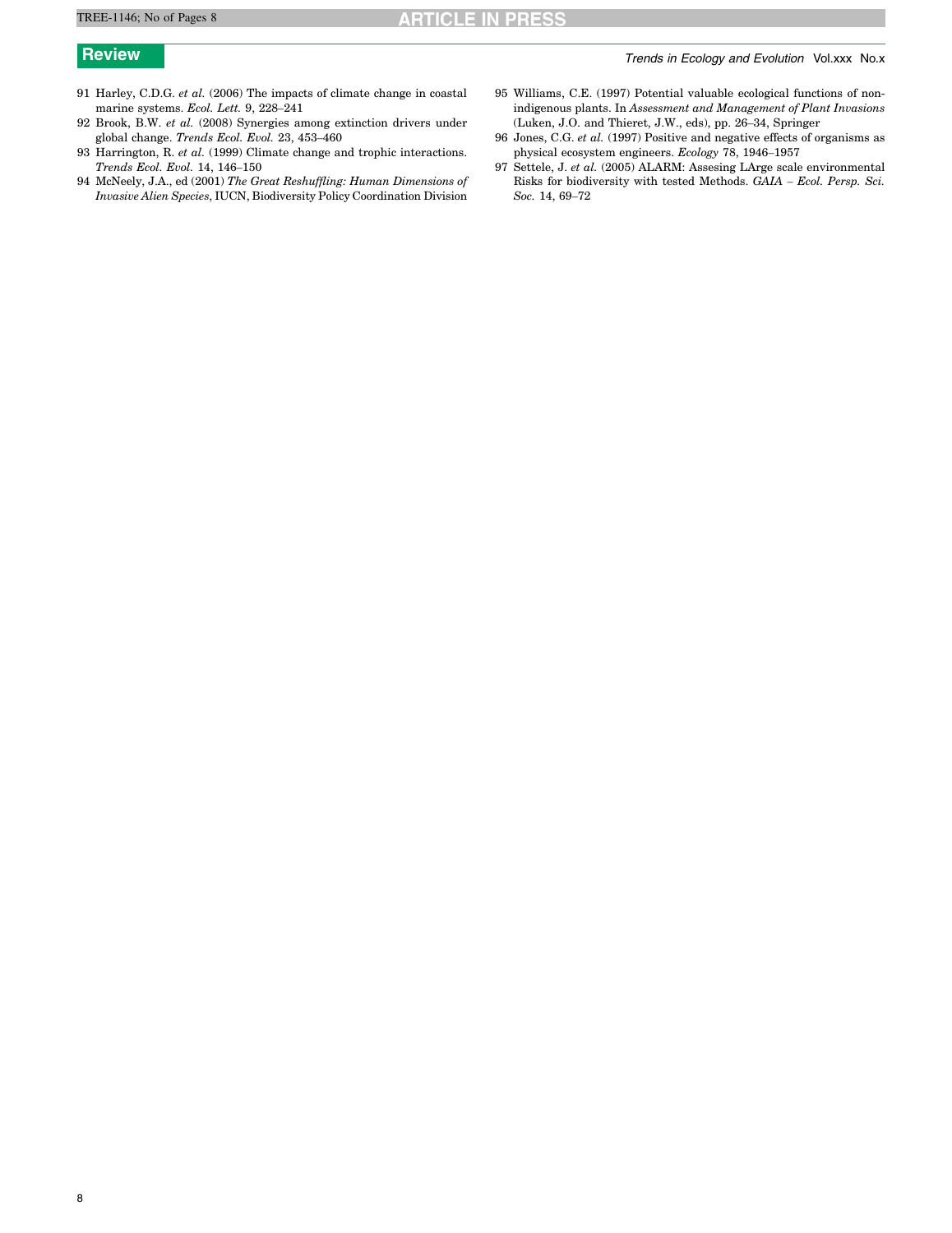91 Harley, C.D.G. *et al.* (2006) The impacts of climate change in coastal marine systems. *Ecol. Lett.* 9, 228–241

92 Brook, B.W. *et al.* (2008) Synergies among extinction drivers under global change. *Trends Ecol. Evol.* 23, 453–460

93 Harrington, R. *et al.* (1999) Climate change and trophic interactions. *Trends Ecol. Evol.* 14, 146–150

94 McNeely, J.A., ed (2001) *The Great Reshuffling: Human Dimensions of Invasive Alien Species*, IUCN, Biodiversity Policy Coordination Division

95 Williams, C.E. (1997) Potential valuable ecological functions of non-indigenous plants. In *Assessment and Management of Plant Invasions* (Luken, J.O. and Thieret, J.W., eds), pp. 26–34, Springer

96 Jones, C.G. *et al.* (1997) Positive and negative effects of organisms as physical ecosystem engineers. *Ecology* 78, 1946–1957

97 Settele, J. *et al.* (2005) ALARM: Assesing LArge scale environmental Risks for biodiversity with tested Methods. *GAIA – Ecol. Persp. Sci. Soc.* 14, 69–72